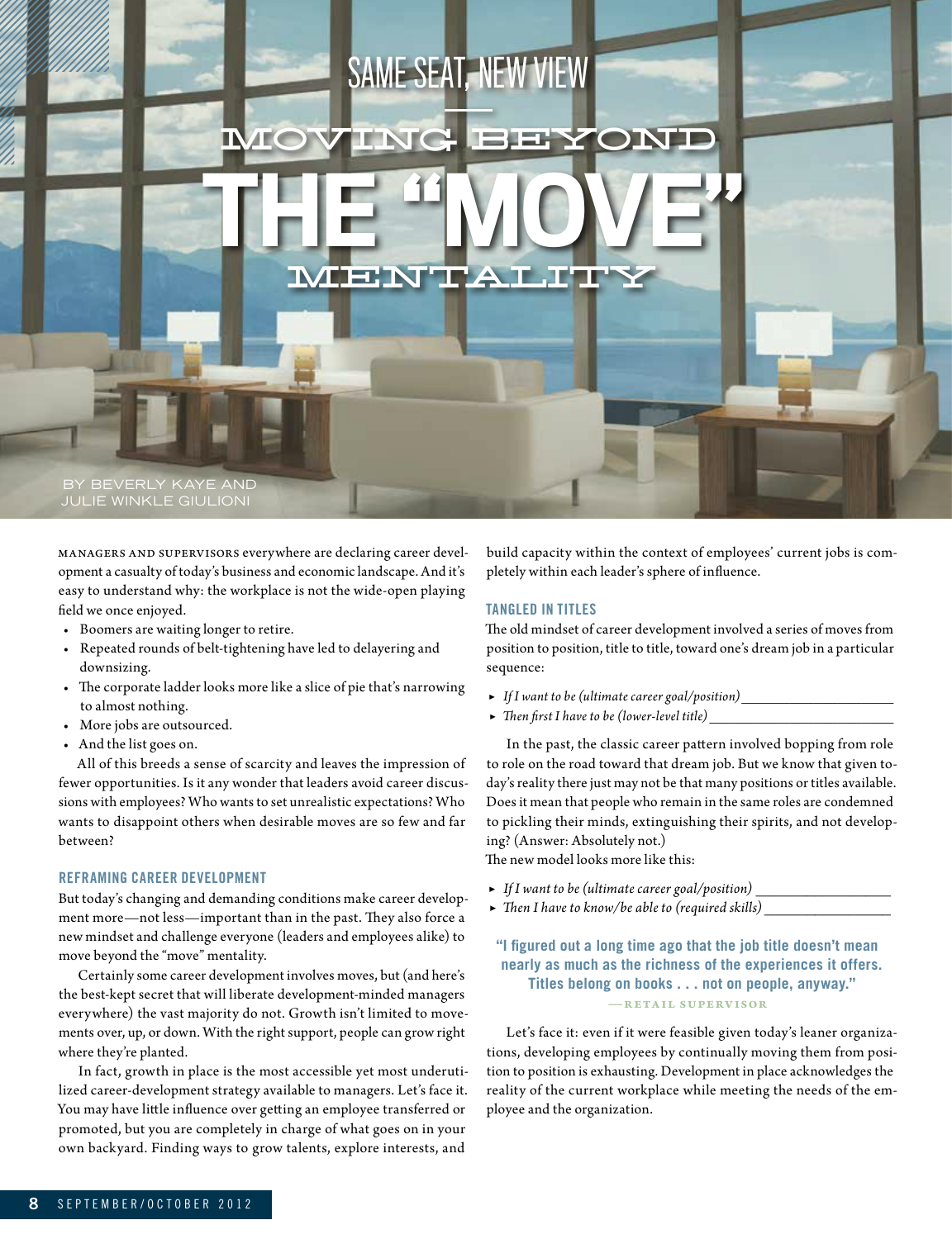# SAME SEAT, NEW VIEW

# MOVING BEYOND THE "MOVE" MENTALITY

BY BEVERLY KAYE AND JULIE WINKLE GIULIONI

MANAGERS AND SUPERVISORS everywhere are declaring career development a casualty of today's business and economic landscape. And it's easy to understand why: the workplace is not the wide-open playing field we once enjoyed.

- Boomers are waiting longer to retire.
- Repeated rounds of belt-tightening have led to delayering and downsizing.
- The corporate ladder looks more like a slice of pie that's narrowing to almost nothing.
- More jobs are outsourced.
- And the list goes on.

All of this breeds a sense of scarcity and leaves the impression of fewer opportunities. Is it any wonder that leaders avoid career discussions with employees? Who wants to set unrealistic expectations? Who wants to disappoint others when desirable moves are so few and far between?

### REFRAMING CAREER DEVELOPMENT

But today's changing and demanding conditions make career development more—not less—important than in the past. They also force a new mindset and challenge everyone (leaders and employees alike) to move beyond the "move" mentality.

Certainly some career development involves moves, but (and here's the best-kept secret that will liberate development-minded managers everywhere) the vast majority do not. Growth isn't limited to movements over, up, or down. With the right support, people can grow right where they're planted.

In fact, growth in place is the most accessible yet most underutilized career-development strategy available to managers. Let's face it. You may have little influence over getting an employee transferred or promoted, but you are completely in charge of what goes on in your own backyard. Finding ways to grow talents, explore interests, and build capacity within the context of employees' current jobs is completely within each leader's sphere of influence.

### TANGLED IN TITLES

The old mindset of career development involved a series of moves from position to position, title to title, toward one's dream job in a particular sequence:

- *If I want to be (ultimate career goal/position)* ____________________
- *Then first I have to be (lower-level title)* ____________________

In the past, the classic career pattern involved bopping from role to role on the road toward that dream job. But we know that given today's reality there just may not be that many positions or titles available. Does it mean that people who remain in the same roles are condemned to pickling their minds, extinguishing their spirits, and not developing? (Answer: Absolutely not.)

The new model looks more like this:

- *If I want to be (ultimate career goal/position)* ____________________
- *Then I have to know/be able to (required skills)* ____________________

> **"I figured out a long time ago that the job title doesn't mean nearly as much as the richness of the experiences it offers. Titles belong on books . . . not on people, anyway."**
>
> —RETAIL SUPERVISOR

Let's face it: even if it were feasible given today's leaner organizations, developing employees by continually moving them from position to position is exhausting. Development in place acknowledges the reality of the current workplace while meeting the needs of the employee and the organization.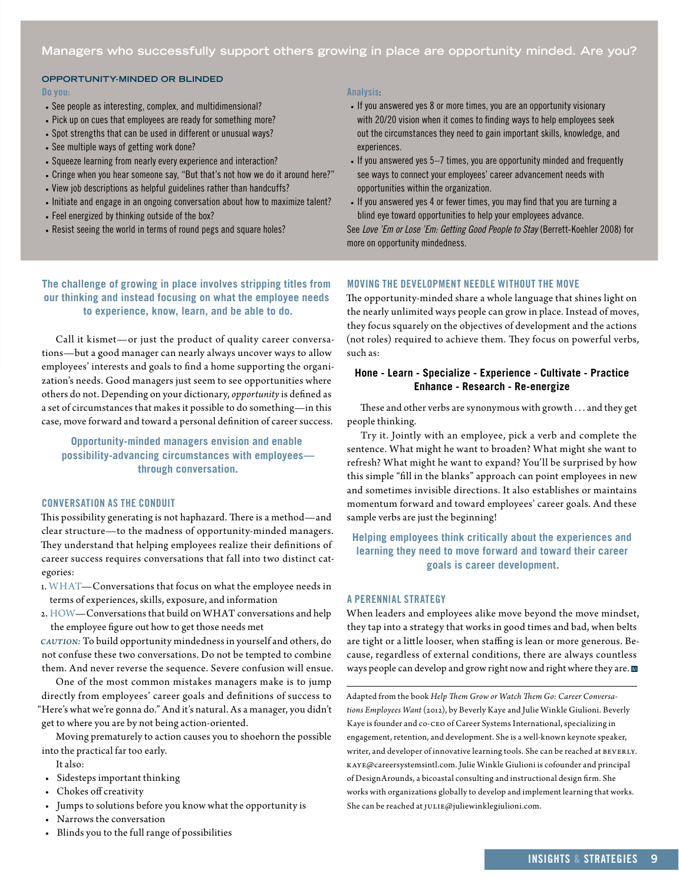## Managers who successfully support others growing in place are opportunity minded. Are you?

### OPPORTUNITY-MINDED OR BLINDED

**Do you:**

- See people as interesting, complex, and multidimensional?
- Pick up on cues that employees are ready for something more?
- Spot strengths that can be used in different or unusual ways?
- See multiple ways of getting work done?
- Squeeze learning from nearly every experience and interaction?
- Cringe when you hear someone say, "But that's not how we do it around here?"
- View job descriptions as helpful guidelines rather than handcuffs?
- Initiate and engage in an ongoing conversation about how to maximize talent?
- Feel energized by thinking outside of the box?
- Resist seeing the world in terms of round pegs and square holes?

**Analysis:**

- If you answered yes 8 or more times, you are an opportunity visionary with 20/20 vision when it comes to finding ways to help employees seek out the circumstances they need to gain important skills, knowledge, and experiences.
- If you answered yes 5–7 times, you are opportunity minded and frequently see ways to connect your employees' career advancement needs with opportunities within the organization.
- If you answered yes 4 or fewer times, you may find that you are turning a blind eye toward opportunities to help your employees advance.

See *Love 'Em or Lose 'Em: Getting Good People to Stay* (Berrett-Koehler 2008) for more on opportunity mindedness.

**The challenge of growing in place involves stripping titles from our thinking and instead focusing on what the employee needs to experience, know, learn, and be able to do.**

Call it kismet—or just the product of quality career conversations—but a good manager can nearly always uncover ways to allow employees' interests and goals to find a home supporting the organization's needs. Good managers just seem to see opportunities where others do not. Depending on your dictionary, *opportunity* is defined as a set of circumstances that makes it possible to do something—in this case, move forward and toward a personal definition of career success.

**Opportunity-minded managers envision and enable possibility-advancing circumstances with employees—through conversation.**

### CONVERSATION AS THE CONDUIT

This possibility generating is not haphazard. There is a method—and clear structure—to the madness of opportunity-minded managers. They understand that helping employees realize their definitions of career success requires conversations that fall into two distinct categories:

1. WHAT—Conversations that focus on what the employee needs in terms of experiences, skills, exposure, and information
2. HOW—Conversations that build on WHAT conversations and help the employee figure out how to get those needs met

*CAUTION:* To build opportunity mindedness in yourself and others, do not confuse these two conversations. Do not be tempted to combine them. And never reverse the sequence. Severe confusion will ensue.

One of the most common mistakes managers make is to jump directly from employees' career goals and definitions of success to "Here's what we're gonna do." And it's natural. As a manager, you didn't get to where you are by not being action-oriented.

Moving prematurely to action causes you to shoehorn the possible into the practical far too early.

It also:

- Sidesteps important thinking
- Chokes off creativity
- Jumps to solutions before you know what the opportunity is
- Narrows the conversation
- Blinds you to the full range of possibilities

### MOVING THE DEVELOPMENT NEEDLE WITHOUT THE MOVE

The opportunity-minded share a whole language that shines light on the nearly unlimited ways people can grow in place. Instead of moves, they focus squarely on the objectives of development and the actions (not roles) required to achieve them. They focus on powerful verbs, such as:

**Hone - Learn - Specialize - Experience - Cultivate - Practice Enhance - Research - Re-energize**

These and other verbs are synonymous with growth . . . and they get people thinking.

Try it. Jointly with an employee, pick a verb and complete the sentence. What might he want to broaden? What might she want to refresh? What might he want to expand? You'll be surprised by how this simple "fill in the blanks" approach can point employees in new and sometimes invisible directions. It also establishes or maintains momentum forward and toward employees' career goals. And these sample verbs are just the beginning!

**Helping employees think critically about the experiences and learning they need to move forward and toward their career goals is career development.**

### A PERENNIAL STRATEGY

When leaders and employees alike move beyond the move mindset, they tap into a strategy that works in good times and bad, when belts are tight or a little looser, when staffing is lean or more generous. Because, regardless of external conditions, there are always countless ways people can develop and grow right now and right where they are.

---

Adapted from the book *Help Them Grow or Watch Them Go: Career Conversations Employees Want* (2012), by Beverly Kaye and Julie Winkle Giulioni. Beverly Kaye is founder and co-CEO of Career Systems International, specializing in engagement, retention, and development. She is a well-known keynote speaker, writer, and developer of innovative learning tools. She can be reached at beverly.kaye@careersystemsintl.com. Julie Winkle Giulioni is cofounder and principal of DesignArounds, a bicoastal consulting and instructional design firm. She works with organizations globally to develop and implement learning that works. She can be reached at julie@juliewinklegiulioni.com.